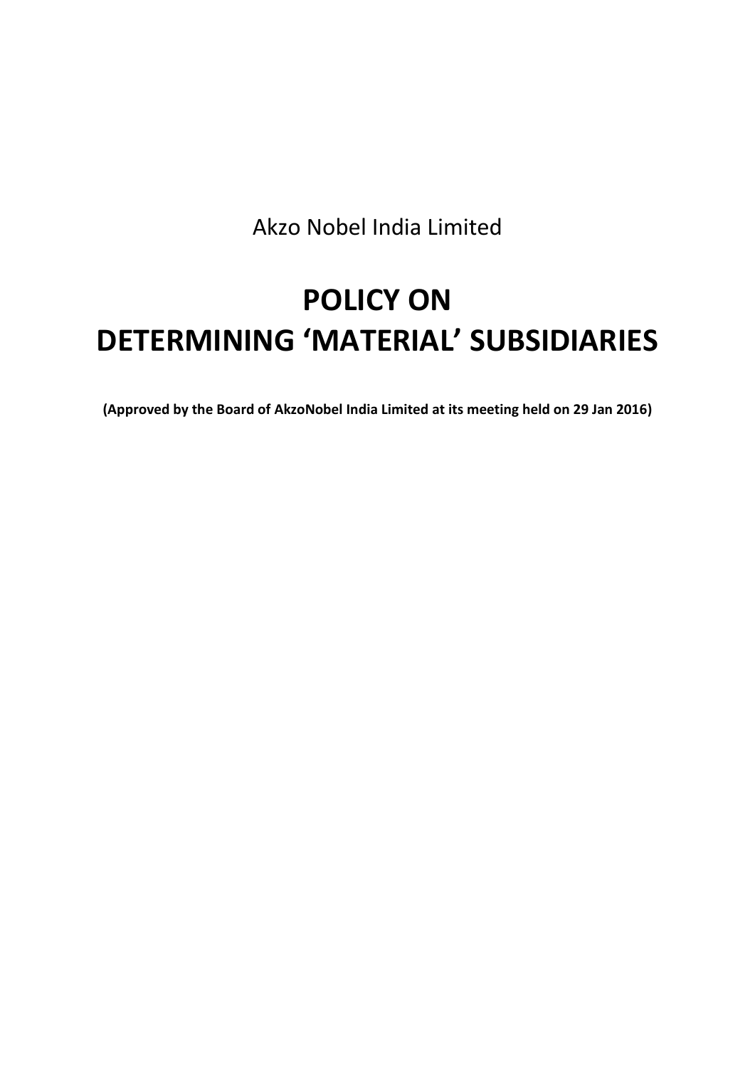Akzo Nobel India Limited

# POLICY ON DETERMINING 'MATERIAL' SUBSIDIARIES

**(Approved by the Board of AkzoNobel India Limited at its meeting held on 29 Jan 2016)**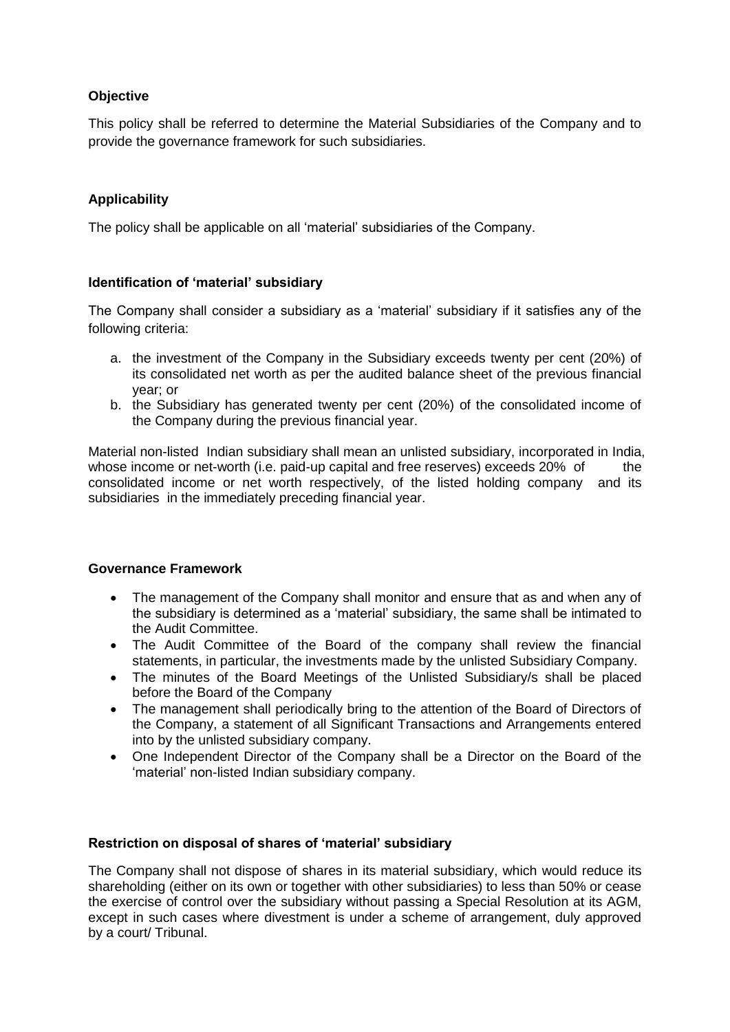**Objective**

This policy shall be referred to determine the Material Subsidiaries of the Company and to provide the governance framework for such subsidiaries.

**Applicability**

The policy shall be applicable on all 'material' subsidiaries of the Company.

**Identification of 'material' subsidiary**

The Company shall consider a subsidiary as a 'material' subsidiary if it satisfies any of the following criteria:

a. the investment of the Company in the Subsidiary exceeds twenty per cent (20%) of its consolidated net worth as per the audited balance sheet of the previous financial year; or
b. the Subsidiary has generated twenty per cent (20%) of the consolidated income of the Company during the previous financial year.

Material non-listed Indian subsidiary shall mean an unlisted subsidiary, incorporated in India, whose income or net-worth (i.e. paid-up capital and free reserves) exceeds 20% of the consolidated income or net worth respectively, of the listed holding company and its subsidiaries in the immediately preceding financial year.

**Governance Framework**

- The management of the Company shall monitor and ensure that as and when any of the subsidiary is determined as a 'material' subsidiary, the same shall be intimated to the Audit Committee.
- The Audit Committee of the Board of the company shall review the financial statements, in particular, the investments made by the unlisted Subsidiary Company.
- The minutes of the Board Meetings of the Unlisted Subsidiary/s shall be placed before the Board of the Company
- The management shall periodically bring to the attention of the Board of Directors of the Company, a statement of all Significant Transactions and Arrangements entered into by the unlisted subsidiary company.
- One Independent Director of the Company shall be a Director on the Board of the 'material' non-listed Indian subsidiary company.

**Restriction on disposal of shares of 'material' subsidiary**

The Company shall not dispose of shares in its material subsidiary, which would reduce its shareholding (either on its own or together with other subsidiaries) to less than 50% or cease the exercise of control over the subsidiary without passing a Special Resolution at its AGM, except in such cases where divestment is under a scheme of arrangement, duly approved by a court/ Tribunal.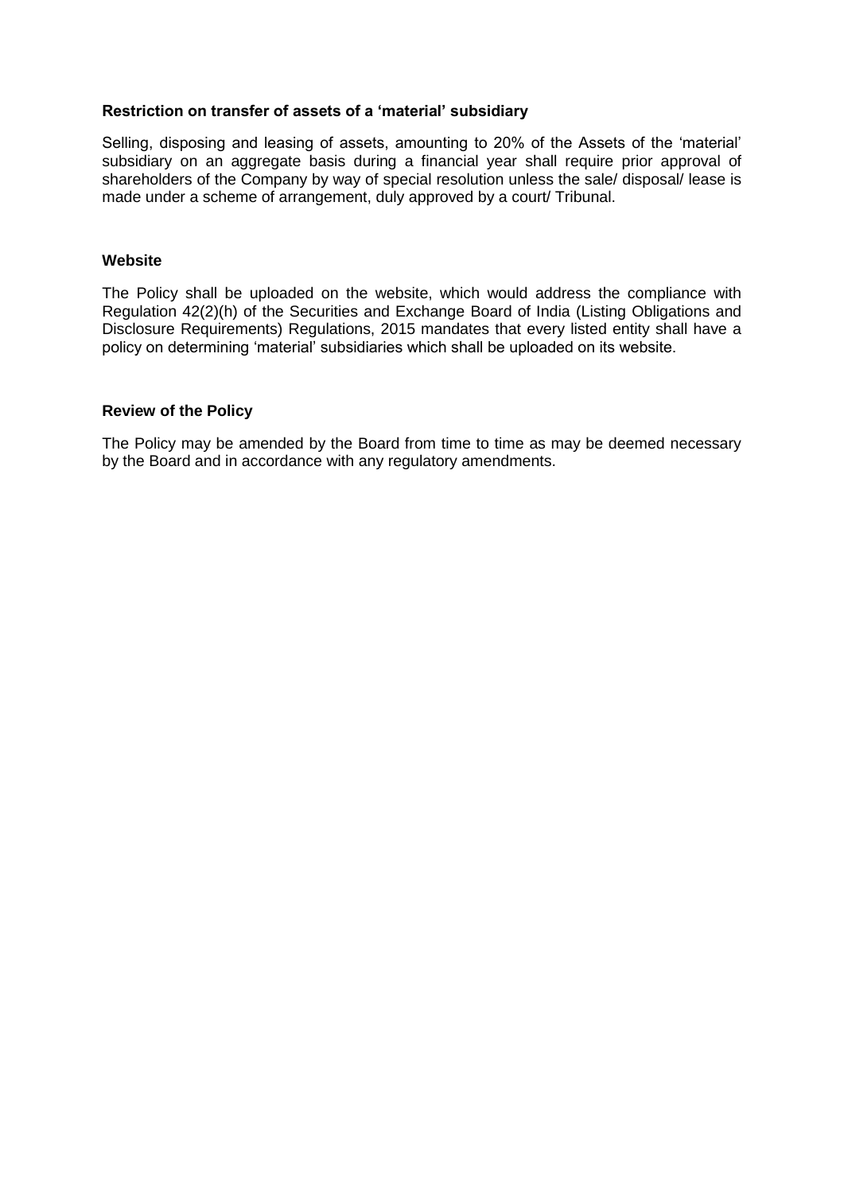**Restriction on transfer of assets of a 'material' subsidiary**

Selling, disposing and leasing of assets, amounting to 20% of the Assets of the 'material' subsidiary on an aggregate basis during a financial year shall require prior approval of shareholders of the Company by way of special resolution unless the sale/ disposal/ lease is made under a scheme of arrangement, duly approved by a court/ Tribunal.

**Website**

The Policy shall be uploaded on the website, which would address the compliance with Regulation 42(2)(h) of the Securities and Exchange Board of India (Listing Obligations and Disclosure Requirements) Regulations, 2015 mandates that every listed entity shall have a policy on determining 'material' subsidiaries which shall be uploaded on its website.

**Review of the Policy**

The Policy may be amended by the Board from time to time as may be deemed necessary by the Board and in accordance with any regulatory amendments.